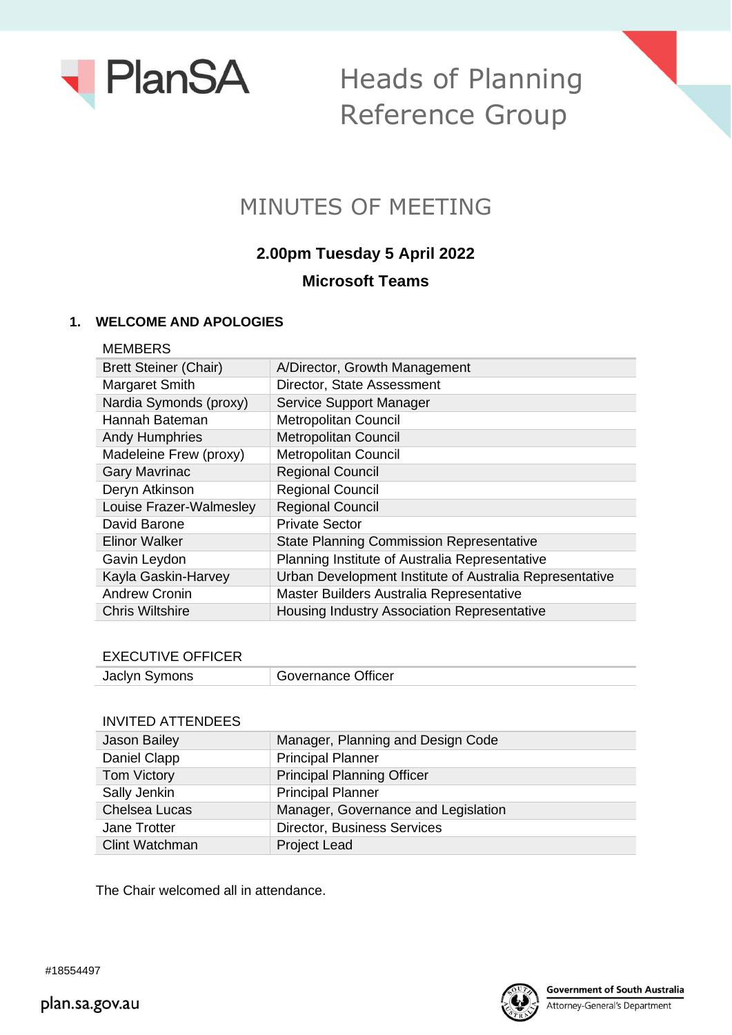PlanSA

# Heads of Planning Reference Group

## MINUTES OF MEETING

**2.00pm Tuesday 5 April 2022**

**Microsoft Teams**

### 1. WELCOME AND APOLOGIES

| MEMBERS | |
|---|---|
| Brett Steiner (Chair) | A/Director, Growth Management |
| Margaret Smith | Director, State Assessment |
| Nardia Symonds (proxy) | Service Support Manager |
| Hannah Bateman | Metropolitan Council |
| Andy Humphries | Metropolitan Council |
| Madeleine Frew (proxy) | Metropolitan Council |
| Gary Mavrinac | Regional Council |
| Deryn Atkinson | Regional Council |
| Louise Frazer-Walmesley | Regional Council |
| David Barone | Private Sector |
| Elinor Walker | State Planning Commission Representative |
| Gavin Leydon | Planning Institute of Australia Representative |
| Kayla Gaskin-Harvey | Urban Development Institute of Australia Representative |
| Andrew Cronin | Master Builders Australia Representative |
| Chris Wiltshire | Housing Industry Association Representative |

| EXECUTIVE OFFICER | |
|---|---|
| Jaclyn Symons | Governance Officer |

| INVITED ATTENDEES | |
|---|---|
| Jason Bailey | Manager, Planning and Design Code |
| Daniel Clapp | Principal Planner |
| Tom Victory | Principal Planning Officer |
| Sally Jenkin | Principal Planner |
| Chelsea Lucas | Manager, Governance and Legislation |
| Jane Trotter | Director, Business Services |
| Clint Watchman | Project Lead |

The Chair welcomed all in attendance.

#18554497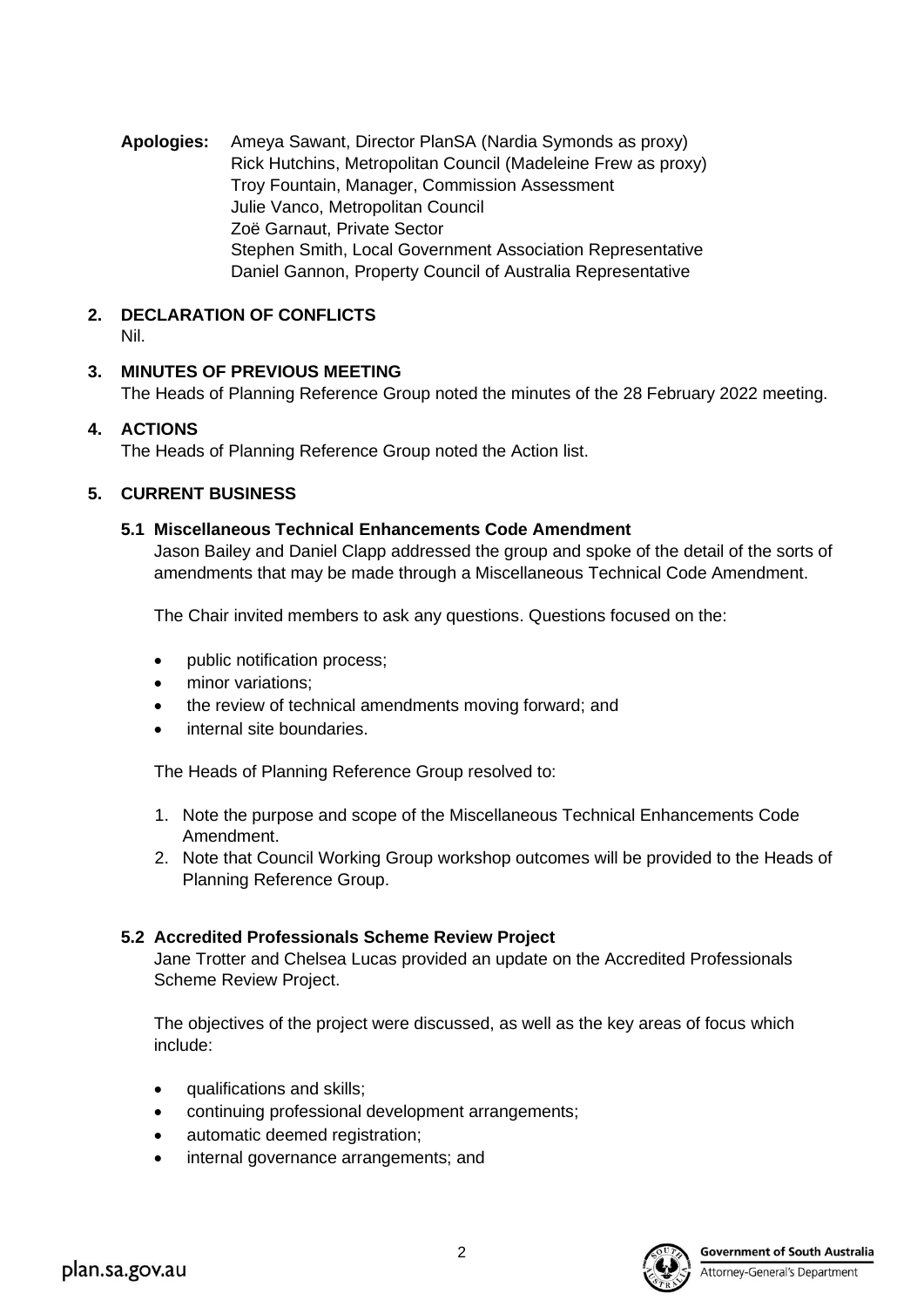**Apologies:** Ameya Sawant, Director PlanSA (Nardia Symonds as proxy)
Rick Hutchins, Metropolitan Council (Madeleine Frew as proxy)
Troy Fountain, Manager, Commission Assessment
Julie Vanco, Metropolitan Council
Zoë Garnaut, Private Sector
Stephen Smith, Local Government Association Representative
Daniel Gannon, Property Council of Australia Representative

## 2. DECLARATION OF CONFLICTS

Nil.

## 3. MINUTES OF PREVIOUS MEETING

The Heads of Planning Reference Group noted the minutes of the 28 February 2022 meeting.

## 4. ACTIONS

The Heads of Planning Reference Group noted the Action list.

## 5. CURRENT BUSINESS

### 5.1 Miscellaneous Technical Enhancements Code Amendment

Jason Bailey and Daniel Clapp addressed the group and spoke of the detail of the sorts of amendments that may be made through a Miscellaneous Technical Code Amendment.

The Chair invited members to ask any questions. Questions focused on the:

- public notification process;
- minor variations;
- the review of technical amendments moving forward; and
- internal site boundaries.

The Heads of Planning Reference Group resolved to:

1. Note the purpose and scope of the Miscellaneous Technical Enhancements Code Amendment.
2. Note that Council Working Group workshop outcomes will be provided to the Heads of Planning Reference Group.

### 5.2 Accredited Professionals Scheme Review Project

Jane Trotter and Chelsea Lucas provided an update on the Accredited Professionals Scheme Review Project.

The objectives of the project were discussed, as well as the key areas of focus which include:

- qualifications and skills;
- continuing professional development arrangements;
- automatic deemed registration;
- internal governance arrangements; and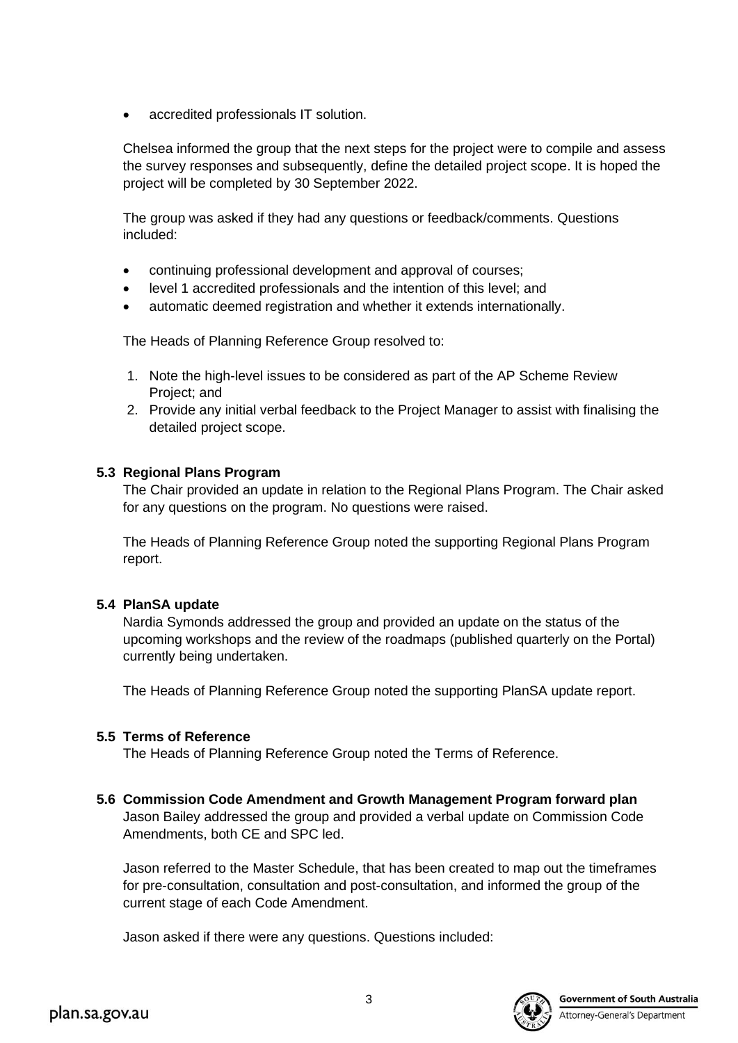- accredited professionals IT solution.

Chelsea informed the group that the next steps for the project were to compile and assess the survey responses and subsequently, define the detailed project scope. It is hoped the project will be completed by 30 September 2022.

The group was asked if they had any questions or feedback/comments. Questions included:

- continuing professional development and approval of courses;
- level 1 accredited professionals and the intention of this level; and
- automatic deemed registration and whether it extends internationally.

The Heads of Planning Reference Group resolved to:

1. Note the high-level issues to be considered as part of the AP Scheme Review Project; and
2. Provide any initial verbal feedback to the Project Manager to assist with finalising the detailed project scope.

**5.3 Regional Plans Program**

The Chair provided an update in relation to the Regional Plans Program. The Chair asked for any questions on the program. No questions were raised.

The Heads of Planning Reference Group noted the supporting Regional Plans Program report.

**5.4 PlanSA update**

Nardia Symonds addressed the group and provided an update on the status of the upcoming workshops and the review of the roadmaps (published quarterly on the Portal) currently being undertaken.

The Heads of Planning Reference Group noted the supporting PlanSA update report.

**5.5 Terms of Reference**

The Heads of Planning Reference Group noted the Terms of Reference.

**5.6 Commission Code Amendment and Growth Management Program forward plan**

Jason Bailey addressed the group and provided a verbal update on Commission Code Amendments, both CE and SPC led.

Jason referred to the Master Schedule, that has been created to map out the timeframes for pre-consultation, consultation and post-consultation, and informed the group of the current stage of each Code Amendment.

Jason asked if there were any questions. Questions included: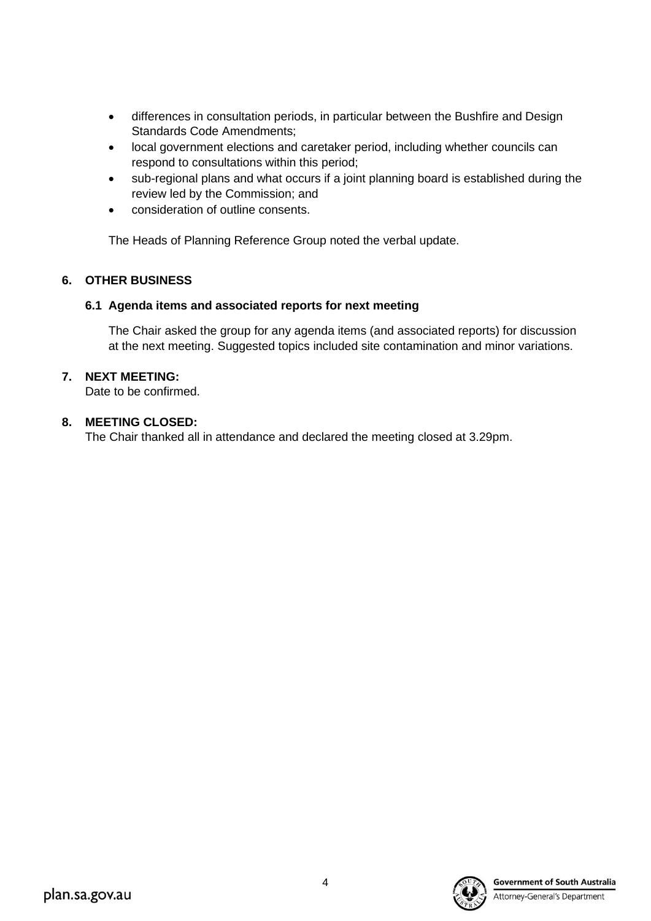- differences in consultation periods, in particular between the Bushfire and Design Standards Code Amendments;
- local government elections and caretaker period, including whether councils can respond to consultations within this period;
- sub-regional plans and what occurs if a joint planning board is established during the review led by the Commission; and
- consideration of outline consents.

The Heads of Planning Reference Group noted the verbal update.

## 6. OTHER BUSINESS

### 6.1 Agenda items and associated reports for next meeting

The Chair asked the group for any agenda items (and associated reports) for discussion at the next meeting. Suggested topics included site contamination and minor variations.

## 7. NEXT MEETING:

Date to be confirmed.

## 8. MEETING CLOSED:

The Chair thanked all in attendance and declared the meeting closed at 3.29pm.